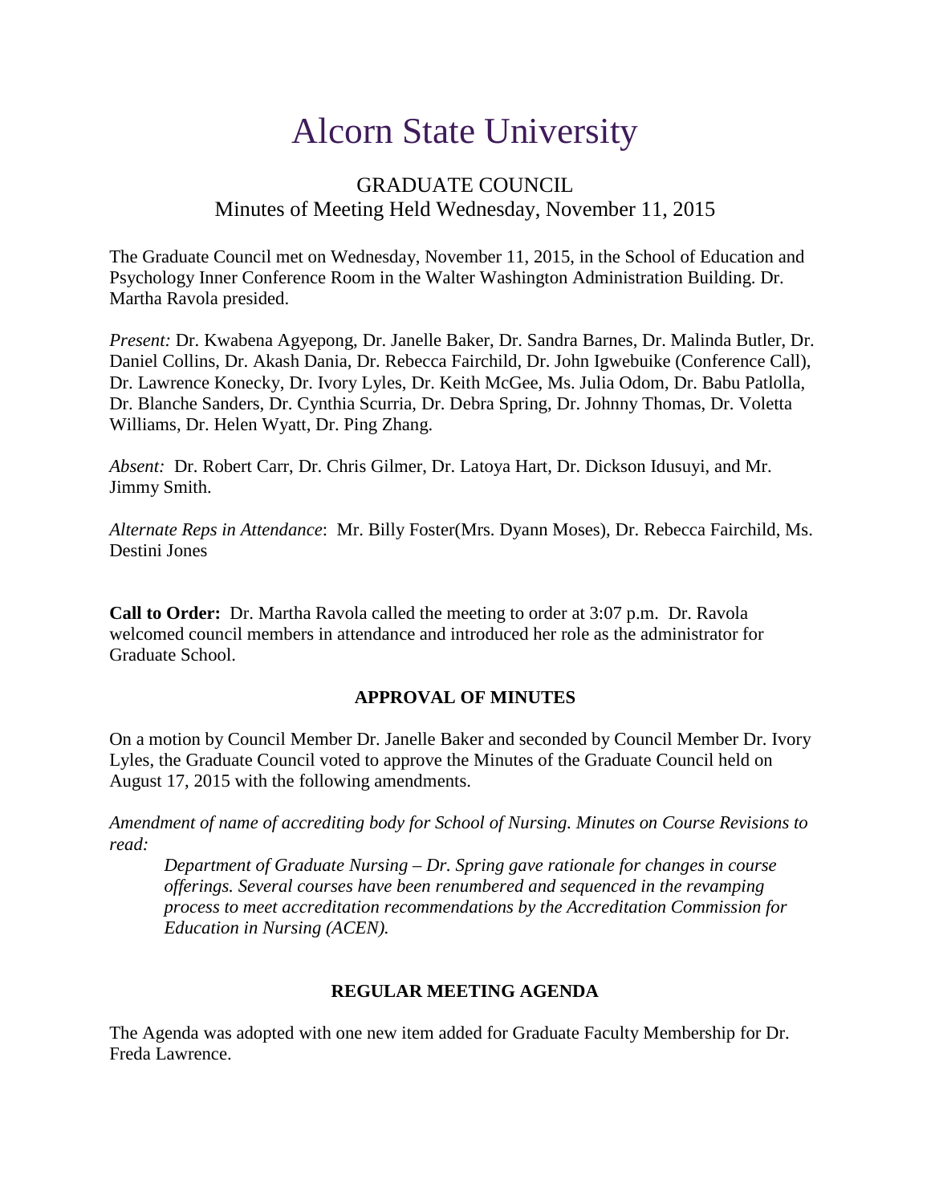# Alcorn State University

## GRADUATE COUNCIL
Minutes of Meeting Held Wednesday, November 11, 2015

The Graduate Council met on Wednesday, November 11, 2015, in the School of Education and Psychology Inner Conference Room in the Walter Washington Administration Building. Dr. Martha Ravola presided.

*Present:* Dr. Kwabena Agyepong, Dr. Janelle Baker, Dr. Sandra Barnes, Dr. Malinda Butler, Dr. Daniel Collins, Dr. Akash Dania, Dr. Rebecca Fairchild, Dr. John Igwebuike (Conference Call), Dr. Lawrence Konecky, Dr. Ivory Lyles, Dr. Keith McGee, Ms. Julia Odom, Dr. Babu Patlolla, Dr. Blanche Sanders, Dr. Cynthia Scurria, Dr. Debra Spring, Dr. Johnny Thomas, Dr. Voletta Williams, Dr. Helen Wyatt, Dr. Ping Zhang.

*Absent:* Dr. Robert Carr, Dr. Chris Gilmer, Dr. Latoya Hart, Dr. Dickson Idusuyi, and Mr. Jimmy Smith.

*Alternate Reps in Attendance*: Mr. Billy Foster(Mrs. Dyann Moses), Dr. Rebecca Fairchild, Ms. Destini Jones

**Call to Order:** Dr. Martha Ravola called the meeting to order at 3:07 p.m. Dr. Ravola welcomed council members in attendance and introduced her role as the administrator for Graduate School.

### APPROVAL OF MINUTES

On a motion by Council Member Dr. Janelle Baker and seconded by Council Member Dr. Ivory Lyles, the Graduate Council voted to approve the Minutes of the Graduate Council held on August 17, 2015 with the following amendments.

*Amendment of name of accrediting body for School of Nursing. Minutes on Course Revisions to read:*

> *Department of Graduate Nursing – Dr. Spring gave rationale for changes in course offerings. Several courses have been renumbered and sequenced in the revamping process to meet accreditation recommendations by the Accreditation Commission for Education in Nursing (ACEN).*

### REGULAR MEETING AGENDA

The Agenda was adopted with one new item added for Graduate Faculty Membership for Dr. Freda Lawrence.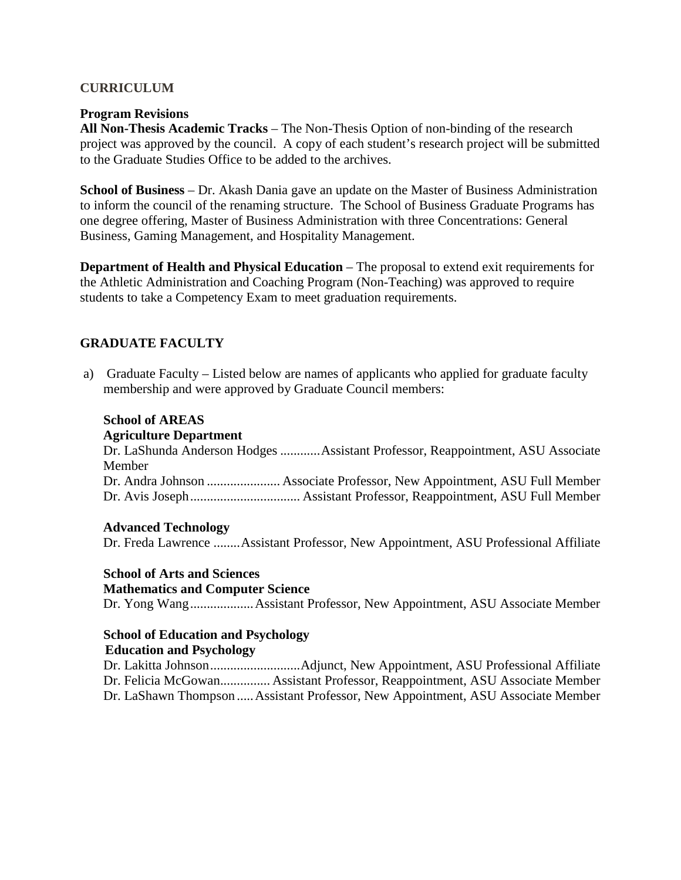## CURRICULUM

### Program Revisions

**All Non-Thesis Academic Tracks** – The Non-Thesis Option of non-binding of the research project was approved by the council. A copy of each student's research project will be submitted to the Graduate Studies Office to be added to the archives.

**School of Business** – Dr. Akash Dania gave an update on the Master of Business Administration to inform the council of the renaming structure. The School of Business Graduate Programs has one degree offering, Master of Business Administration with three Concentrations: General Business, Gaming Management, and Hospitality Management.

**Department of Health and Physical Education** – The proposal to extend exit requirements for the Athletic Administration and Coaching Program (Non-Teaching) was approved to require students to take a Competency Exam to meet graduation requirements.

## GRADUATE FACULTY

a) Graduate Faculty – Listed below are names of applicants who applied for graduate faculty membership and were approved by Graduate Council members:

**School of AREAS**
**Agriculture Department**
Dr. LaShunda Anderson Hodges ............Assistant Professor, Reappointment, ASU Associate Member
Dr. Andra Johnson ...................... Associate Professor, New Appointment, ASU Full Member
Dr. Avis Joseph................................ Assistant Professor, Reappointment, ASU Full Member

**Advanced Technology**
Dr. Freda Lawrence ........Assistant Professor, New Appointment, ASU Professional Affiliate

**School of Arts and Sciences**
**Mathematics and Computer Science**
Dr. Yong Wang..................Assistant Professor, New Appointment, ASU Associate Member

**School of Education and Psychology**
**Education and Psychology**
Dr. Lakitta Johnson...........................Adjunct, New Appointment, ASU Professional Affiliate
Dr. Felicia McGowan............... Assistant Professor, Reappointment, ASU Associate Member
Dr. LaShawn Thompson.....Assistant Professor, New Appointment, ASU Associate Member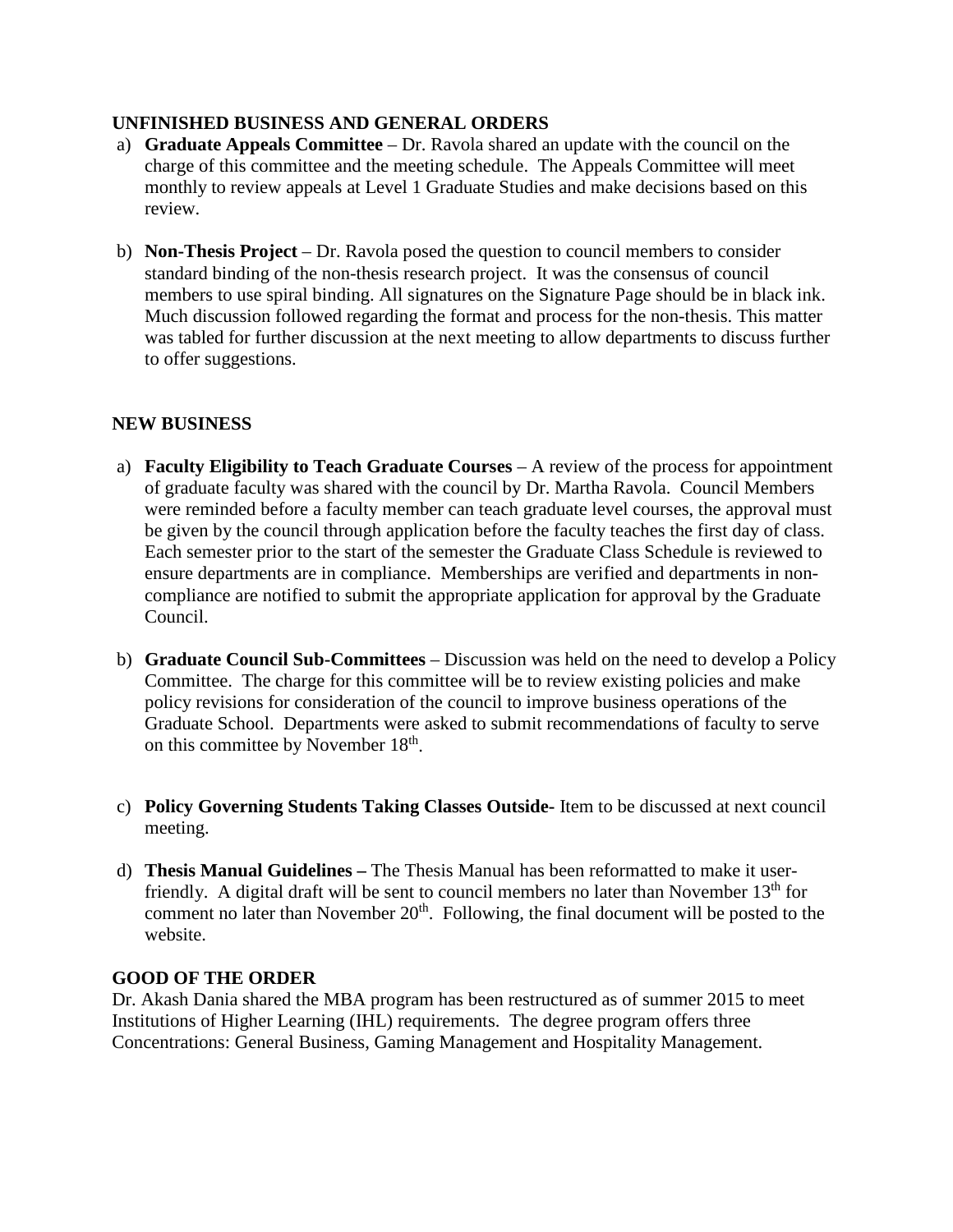**UNFINISHED BUSINESS AND GENERAL ORDERS**

a) **Graduate Appeals Committee** – Dr. Ravola shared an update with the council on the charge of this committee and the meeting schedule. The Appeals Committee will meet monthly to review appeals at Level 1 Graduate Studies and make decisions based on this review.

b) **Non-Thesis Project** – Dr. Ravola posed the question to council members to consider standard binding of the non-thesis research project. It was the consensus of council members to use spiral binding. All signatures on the Signature Page should be in black ink. Much discussion followed regarding the format and process for the non-thesis. This matter was tabled for further discussion at the next meeting to allow departments to discuss further to offer suggestions.

**NEW BUSINESS**

a) **Faculty Eligibility to Teach Graduate Courses** – A review of the process for appointment of graduate faculty was shared with the council by Dr. Martha Ravola. Council Members were reminded before a faculty member can teach graduate level courses, the approval must be given by the council through application before the faculty teaches the first day of class. Each semester prior to the start of the semester the Graduate Class Schedule is reviewed to ensure departments are in compliance. Memberships are verified and departments in non-compliance are notified to submit the appropriate application for approval by the Graduate Council.

b) **Graduate Council Sub-Committees** – Discussion was held on the need to develop a Policy Committee. The charge for this committee will be to review existing policies and make policy revisions for consideration of the council to improve business operations of the Graduate School. Departments were asked to submit recommendations of faculty to serve on this committee by November 18th.

c) **Policy Governing Students Taking Classes Outside-** Item to be discussed at next council meeting.

d) **Thesis Manual Guidelines –** The Thesis Manual has been reformatted to make it user-friendly. A digital draft will be sent to council members no later than November 13th for comment no later than November 20th. Following, the final document will be posted to the website.

**GOOD OF THE ORDER**

Dr. Akash Dania shared the MBA program has been restructured as of summer 2015 to meet Institutions of Higher Learning (IHL) requirements. The degree program offers three Concentrations: General Business, Gaming Management and Hospitality Management.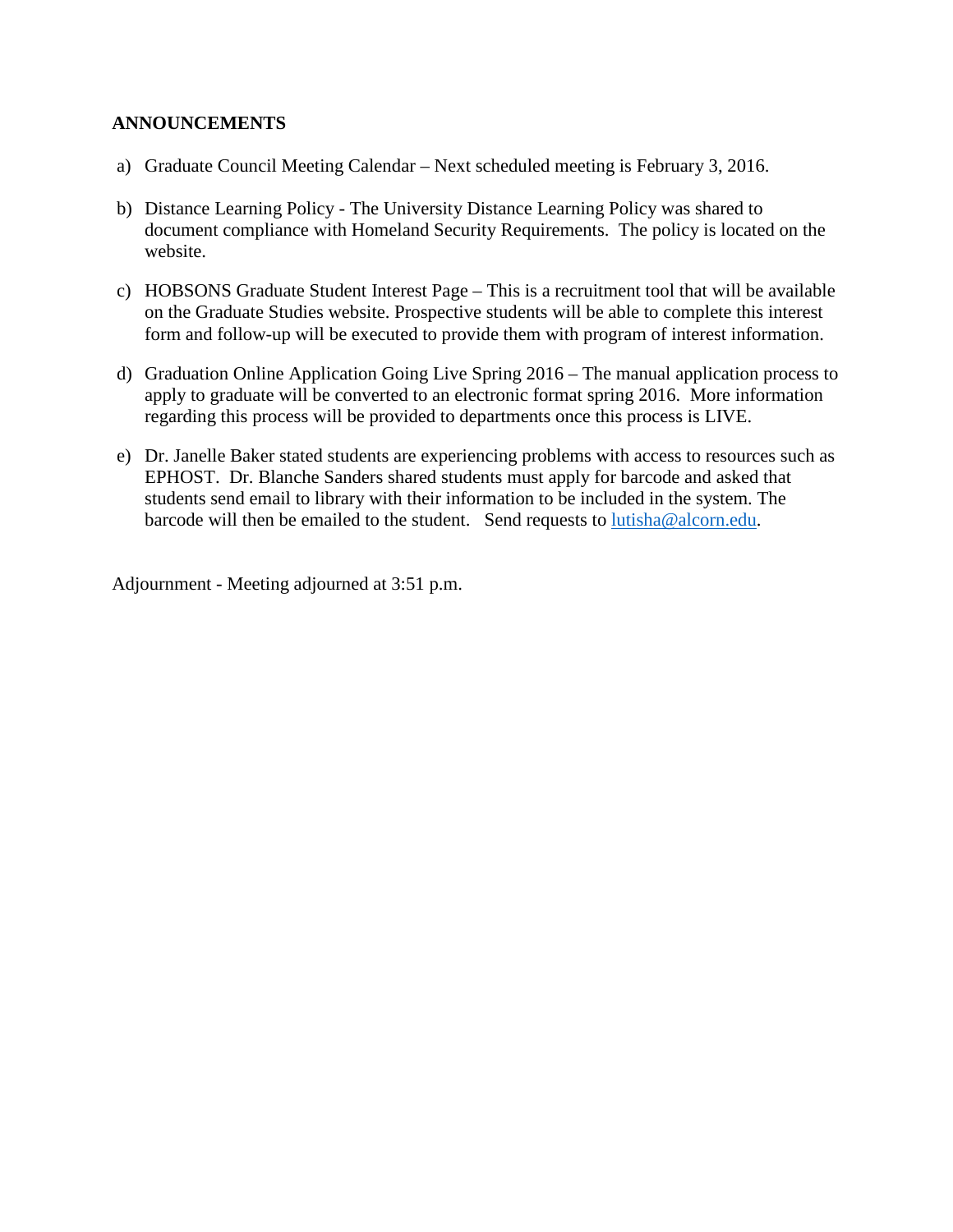**ANNOUNCEMENTS**

a) Graduate Council Meeting Calendar – Next scheduled meeting is February 3, 2016.

b) Distance Learning Policy - The University Distance Learning Policy was shared to document compliance with Homeland Security Requirements. The policy is located on the website.

c) HOBSONS Graduate Student Interest Page – This is a recruitment tool that will be available on the Graduate Studies website. Prospective students will be able to complete this interest form and follow-up will be executed to provide them with program of interest information.

d) Graduation Online Application Going Live Spring 2016 – The manual application process to apply to graduate will be converted to an electronic format spring 2016. More information regarding this process will be provided to departments once this process is LIVE.

e) Dr. Janelle Baker stated students are experiencing problems with access to resources such as EPHOST. Dr. Blanche Sanders shared students must apply for barcode and asked that students send email to library with their information to be included in the system. The barcode will then be emailed to the student. Send requests to lutisha@alcorn.edu.

Adjournment - Meeting adjourned at 3:51 p.m.